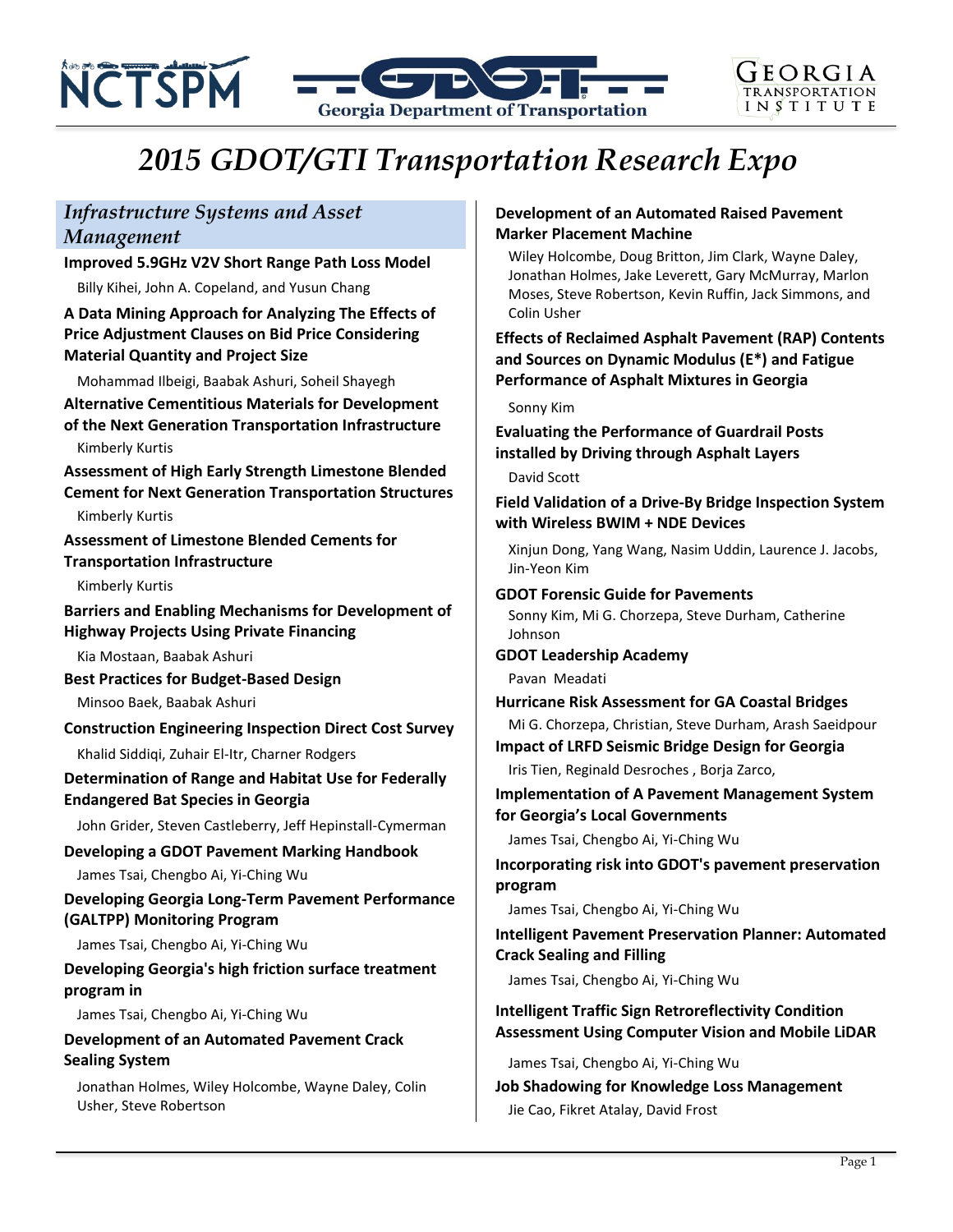# 2015 GDOT/GTI Transportation Research Expo

## *Infrastructure Systems and Asset Management*

**Improved 5.9GHz V2V Short Range Path Loss Model**

Billy Kihei, John A. Copeland, and Yusun Chang

**A Data Mining Approach for Analyzing The Effects of Price Adjustment Clauses on Bid Price Considering Material Quantity and Project Size**

Mohammad Ilbeigi, Baabak Ashuri, Soheil Shayegh

**Alternative Cementitious Materials for Development of the Next Generation Transportation Infrastructure**

Kimberly Kurtis

**Assessment of High Early Strength Limestone Blended Cement for Next Generation Transportation Structures**

Kimberly Kurtis

**Assessment of Limestone Blended Cements for Transportation Infrastructure**

Kimberly Kurtis

**Barriers and Enabling Mechanisms for Development of Highway Projects Using Private Financing**

Kia Mostaan, Baabak Ashuri

**Best Practices for Budget-Based Design**

Minsoo Baek, Baabak Ashuri

**Construction Engineering Inspection Direct Cost Survey**

Khalid Siddiqi, Zuhair El-Itr, Charner Rodgers

**Determination of Range and Habitat Use for Federally Endangered Bat Species in Georgia**

John Grider, Steven Castleberry, Jeff Hepinstall-Cymerman

**Developing a GDOT Pavement Marking Handbook**

James Tsai, Chengbo Ai, Yi-Ching Wu

**Developing Georgia Long-Term Pavement Performance (GALTPP) Monitoring Program**

James Tsai, Chengbo Ai, Yi-Ching Wu

**Developing Georgia's high friction surface treatment program in**

James Tsai, Chengbo Ai, Yi-Ching Wu

**Development of an Automated Pavement Crack Sealing System**

Jonathan Holmes, Wiley Holcombe, Wayne Daley, Colin Usher, Steve Robertson

**Development of an Automated Raised Pavement Marker Placement Machine**

Wiley Holcombe, Doug Britton, Jim Clark, Wayne Daley, Jonathan Holmes, Jake Leverett, Gary McMurray, Marlon Moses, Steve Robertson, Kevin Ruffin, Jack Simmons, and Colin Usher

**Effects of Reclaimed Asphalt Pavement (RAP) Contents and Sources on Dynamic Modulus (E*) and Fatigue Performance of Asphalt Mixtures in Georgia**

Sonny Kim

**Evaluating the Performance of Guardrail Posts installed by Driving through Asphalt Layers**

David Scott

**Field Validation of a Drive-By Bridge Inspection System with Wireless BWIM + NDE Devices**

Xinjun Dong, Yang Wang, Nasim Uddin, Laurence J. Jacobs, Jin-Yeon Kim

**GDOT Forensic Guide for Pavements**

Sonny Kim, Mi G. Chorzepa, Steve Durham, Catherine Johnson

**GDOT Leadership Academy**

Pavan Meadati

**Hurricane Risk Assessment for GA Coastal Bridges**

Mi G. Chorzepa, Christian, Steve Durham, Arash Saeidpour

**Impact of LRFD Seismic Bridge Design for Georgia**

Iris Tien, Reginald Desroches , Borja Zarco,

**Implementation of A Pavement Management System for Georgia's Local Governments**

James Tsai, Chengbo Ai, Yi-Ching Wu

**Incorporating risk into GDOT's pavement preservation program**

James Tsai, Chengbo Ai, Yi-Ching Wu

**Intelligent Pavement Preservation Planner: Automated Crack Sealing and Filling**

James Tsai, Chengbo Ai, Yi-Ching Wu

**Intelligent Traffic Sign Retroreflectivity Condition Assessment Using Computer Vision and Mobile LiDAR**

James Tsai, Chengbo Ai, Yi-Ching Wu

**Job Shadowing for Knowledge Loss Management**

Jie Cao, Fikret Atalay, David Frost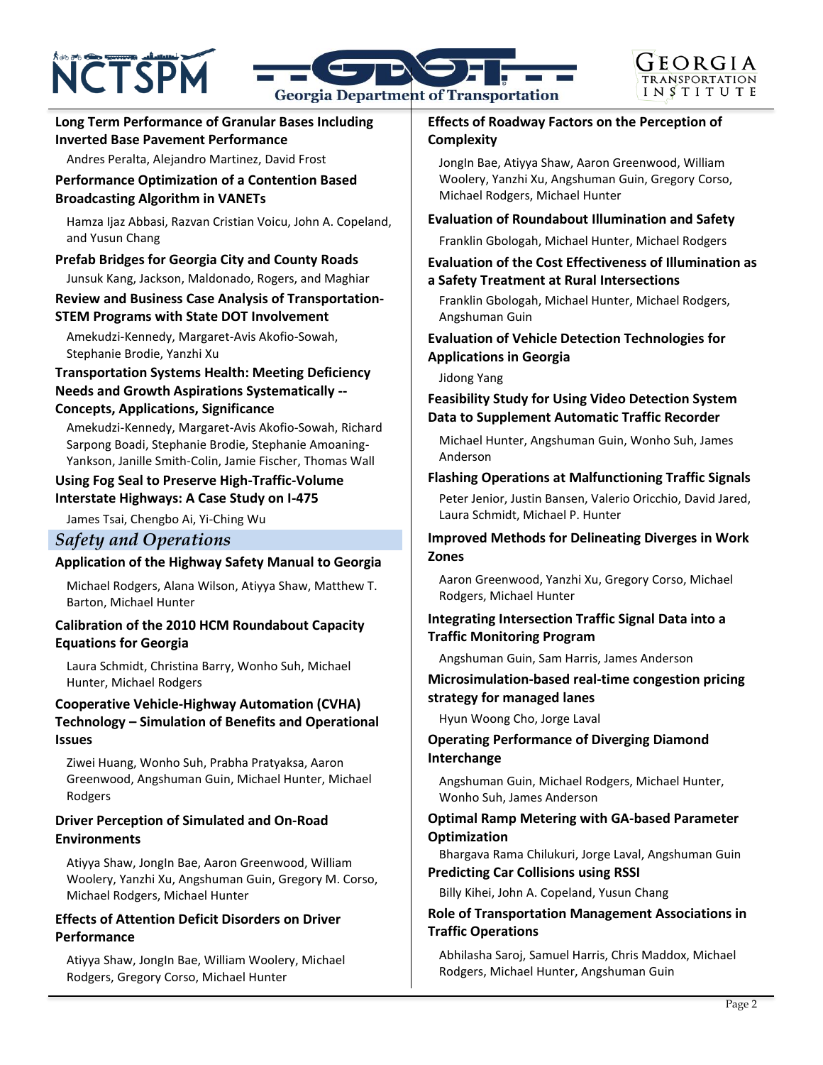**Long Term Performance of Granular Bases Including Inverted Base Pavement Performance**

Andres Peralta, Alejandro Martinez, David Frost

**Performance Optimization of a Contention Based Broadcasting Algorithm in VANETs**

Hamza Ijaz Abbasi, Razvan Cristian Voicu, John A. Copeland, and Yusun Chang

**Prefab Bridges for Georgia City and County Roads**

Junsuk Kang, Jackson, Maldonado, Rogers, and Maghiar

**Review and Business Case Analysis of Transportation-STEM Programs with State DOT Involvement**

Amekudzi-Kennedy, Margaret-Avis Akofio-Sowah, Stephanie Brodie, Yanzhi Xu

**Transportation Systems Health: Meeting Deficiency Needs and Growth Aspirations Systematically -- Concepts, Applications, Significance**

Amekudzi-Kennedy, Margaret-Avis Akofio-Sowah, Richard Sarpong Boadi, Stephanie Brodie, Stephanie Amoaning-Yankson, Janille Smith-Colin, Jamie Fischer, Thomas Wall

**Using Fog Seal to Preserve High-Traffic-Volume Interstate Highways: A Case Study on I-475**

James Tsai, Chengbo Ai, Yi-Ching Wu

## *Safety and Operations*

**Application of the Highway Safety Manual to Georgia**

Michael Rodgers, Alana Wilson, Atiyya Shaw, Matthew T. Barton, Michael Hunter

**Calibration of the 2010 HCM Roundabout Capacity Equations for Georgia**

Laura Schmidt, Christina Barry, Wonho Suh, Michael Hunter, Michael Rodgers

**Cooperative Vehicle-Highway Automation (CVHA) Technology – Simulation of Benefits and Operational Issues**

Ziwei Huang, Wonho Suh, Prabha Pratyaksa, Aaron Greenwood, Angshuman Guin, Michael Hunter, Michael Rodgers

**Driver Perception of Simulated and On-Road Environments**

Atiyya Shaw, JongIn Bae, Aaron Greenwood, William Woolery, Yanzhi Xu, Angshuman Guin, Gregory M. Corso, Michael Rodgers, Michael Hunter

**Effects of Attention Deficit Disorders on Driver Performance**

Atiyya Shaw, JongIn Bae, William Woolery, Michael Rodgers, Gregory Corso, Michael Hunter

**Effects of Roadway Factors on the Perception of Complexity**

JongIn Bae, Atiyya Shaw, Aaron Greenwood, William Woolery, Yanzhi Xu, Angshuman Guin, Gregory Corso, Michael Rodgers, Michael Hunter

**Evaluation of Roundabout Illumination and Safety**

Franklin Gbologah, Michael Hunter, Michael Rodgers

**Evaluation of the Cost Effectiveness of Illumination as a Safety Treatment at Rural Intersections**

Franklin Gbologah, Michael Hunter, Michael Rodgers, Angshuman Guin

**Evaluation of Vehicle Detection Technologies for Applications in Georgia**

Jidong Yang

**Feasibility Study for Using Video Detection System Data to Supplement Automatic Traffic Recorder**

Michael Hunter, Angshuman Guin, Wonho Suh, James Anderson

**Flashing Operations at Malfunctioning Traffic Signals**

Peter Jenior, Justin Bansen, Valerio Oricchio, David Jared, Laura Schmidt, Michael P. Hunter

**Improved Methods for Delineating Diverges in Work Zones**

Aaron Greenwood, Yanzhi Xu, Gregory Corso, Michael Rodgers, Michael Hunter

**Integrating Intersection Traffic Signal Data into a Traffic Monitoring Program**

Angshuman Guin, Sam Harris, James Anderson

**Microsimulation-based real-time congestion pricing strategy for managed lanes**

Hyun Woong Cho, Jorge Laval

**Operating Performance of Diverging Diamond Interchange**

Angshuman Guin, Michael Rodgers, Michael Hunter, Wonho Suh, James Anderson

**Optimal Ramp Metering with GA-based Parameter Optimization**

Bhargava Rama Chilukuri, Jorge Laval, Angshuman Guin

**Predicting Car Collisions using RSSI**

Billy Kihei, John A. Copeland, Yusun Chang

**Role of Transportation Management Associations in Traffic Operations**

Abhilasha Saroj, Samuel Harris, Chris Maddox, Michael Rodgers, Michael Hunter, Angshuman Guin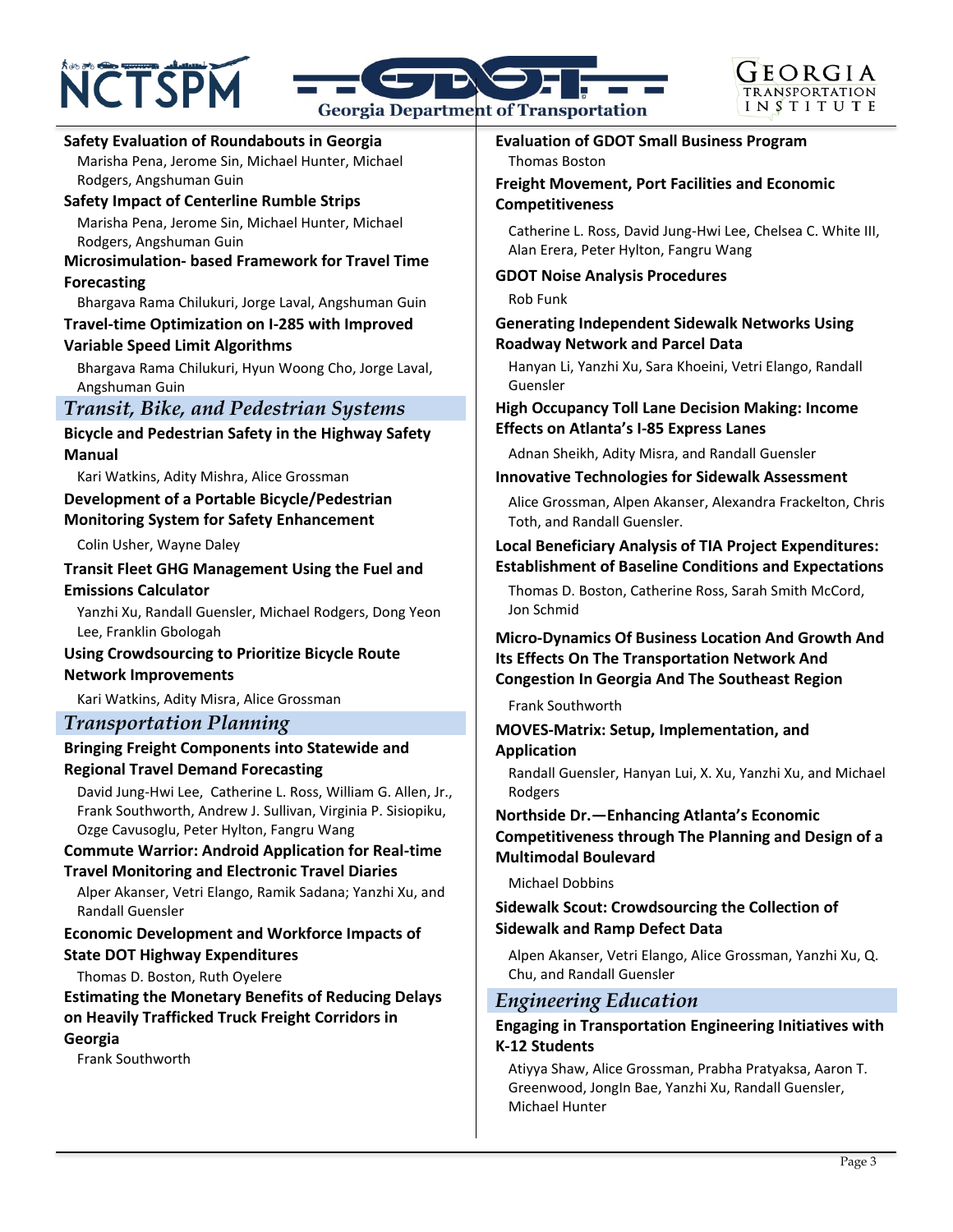**Safety Evaluation of Roundabouts in Georgia**
Marisha Pena, Jerome Sin, Michael Hunter, Michael Rodgers, Angshuman Guin

**Safety Impact of Centerline Rumble Strips**
Marisha Pena, Jerome Sin, Michael Hunter, Michael Rodgers, Angshuman Guin

**Microsimulation- based Framework for Travel Time Forecasting**
Bhargava Rama Chilukuri, Jorge Laval, Angshuman Guin

**Travel-time Optimization on I-285 with Improved Variable Speed Limit Algorithms**
Bhargava Rama Chilukuri, Hyun Woong Cho, Jorge Laval, Angshuman Guin

## *Transit, Bike, and Pedestrian Systems*

**Bicycle and Pedestrian Safety in the Highway Safety Manual**
Kari Watkins, Adity Mishra, Alice Grossman

**Development of a Portable Bicycle/Pedestrian Monitoring System for Safety Enhancement**
Colin Usher, Wayne Daley

**Transit Fleet GHG Management Using the Fuel and Emissions Calculator**
Yanzhi Xu, Randall Guensler, Michael Rodgers, Dong Yeon Lee, Franklin Gbologah

**Using Crowdsourcing to Prioritize Bicycle Route Network Improvements**
Kari Watkins, Adity Misra, Alice Grossman

## *Transportation Planning*

**Bringing Freight Components into Statewide and Regional Travel Demand Forecasting**
David Jung-Hwi Lee, Catherine L. Ross, William G. Allen, Jr., Frank Southworth, Andrew J. Sullivan, Virginia P. Sisiopiku, Ozge Cavusoglu, Peter Hylton, Fangru Wang

**Commute Warrior: Android Application for Real-time Travel Monitoring and Electronic Travel Diaries**
Alper Akanser, Vetri Elango, Ramik Sadana; Yanzhi Xu, and Randall Guensler

**Economic Development and Workforce Impacts of State DOT Highway Expenditures**
Thomas D. Boston, Ruth Oyelere

**Estimating the Monetary Benefits of Reducing Delays on Heavily Trafficked Truck Freight Corridors in Georgia**
Frank Southworth

**Evaluation of GDOT Small Business Program**
Thomas Boston

**Freight Movement, Port Facilities and Economic Competitiveness**
Catherine L. Ross, David Jung-Hwi Lee, Chelsea C. White III, Alan Erera, Peter Hylton, Fangru Wang

**GDOT Noise Analysis Procedures**
Rob Funk

**Generating Independent Sidewalk Networks Using Roadway Network and Parcel Data**
Hanyan Li, Yanzhi Xu, Sara Khoeini, Vetri Elango, Randall Guensler

**High Occupancy Toll Lane Decision Making: Income Effects on Atlanta's I-85 Express Lanes**
Adnan Sheikh, Adity Misra, and Randall Guensler

**Innovative Technologies for Sidewalk Assessment**
Alice Grossman, Alpen Akanser, Alexandra Frackelton, Chris Toth, and Randall Guensler.

**Local Beneficiary Analysis of TIA Project Expenditures: Establishment of Baseline Conditions and Expectations**
Thomas D. Boston, Catherine Ross, Sarah Smith McCord, Jon Schmid

**Micro-Dynamics Of Business Location And Growth And Its Effects On The Transportation Network And Congestion In Georgia And The Southeast Region**
Frank Southworth

**MOVES-Matrix: Setup, Implementation, and Application**
Randall Guensler, Hanyan Lui, X. Xu, Yanzhi Xu, and Michael Rodgers

**Northside Dr.—Enhancing Atlanta's Economic Competitiveness through The Planning and Design of a Multimodal Boulevard**
Michael Dobbins

**Sidewalk Scout: Crowdsourcing the Collection of Sidewalk and Ramp Defect Data**
Alpen Akanser, Vetri Elango, Alice Grossman, Yanzhi Xu, Q. Chu, and Randall Guensler

## *Engineering Education*

**Engaging in Transportation Engineering Initiatives with K-12 Students**
Atiyya Shaw, Alice Grossman, Prabha Pratyaksa, Aaron T. Greenwood, JongIn Bae, Yanzhi Xu, Randall Guensler, Michael Hunter